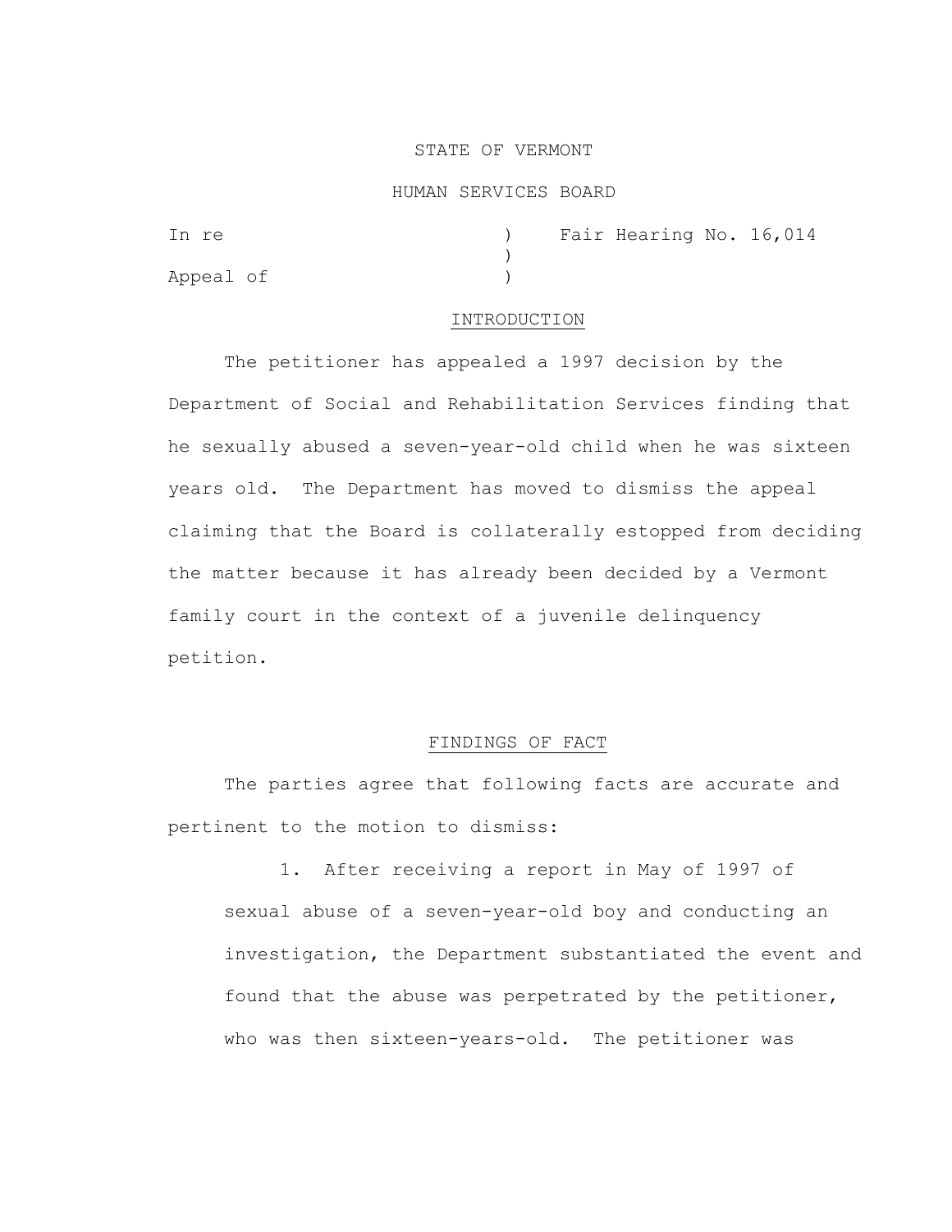STATE OF VERMONT

HUMAN SERVICES BOARD

In re ) Fair Hearing No. 16,014
)
Appeal of )

## INTRODUCTION

The petitioner has appealed a 1997 decision by the Department of Social and Rehabilitation Services finding that he sexually abused a seven-year-old child when he was sixteen years old. The Department has moved to dismiss the appeal claiming that the Board is collaterally estopped from deciding the matter because it has already been decided by a Vermont family court in the context of a juvenile delinquency petition.

## FINDINGS OF FACT

The parties agree that following facts are accurate and pertinent to the motion to dismiss:

1. After receiving a report in May of 1997 of sexual abuse of a seven-year-old boy and conducting an investigation, the Department substantiated the event and found that the abuse was perpetrated by the petitioner, who was then sixteen-years-old. The petitioner was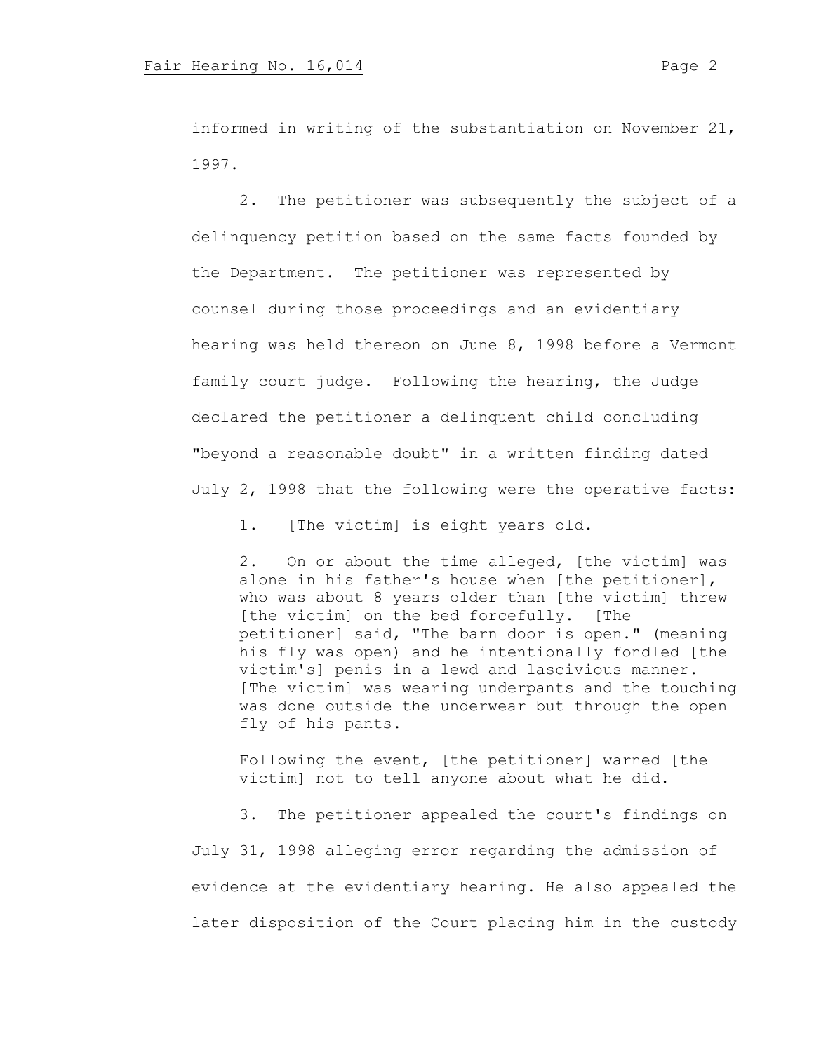informed in writing of the substantiation on November 21, 1997.

2. The petitioner was subsequently the subject of a delinquency petition based on the same facts founded by the Department. The petitioner was represented by counsel during those proceedings and an evidentiary hearing was held thereon on June 8, 1998 before a Vermont family court judge. Following the hearing, the Judge declared the petitioner a delinquent child concluding "beyond a reasonable doubt" in a written finding dated July 2, 1998 that the following were the operative facts:

> 1. [The victim] is eight years old.
>
> 2. On or about the time alleged, [the victim] was alone in his father's house when [the petitioner], who was about 8 years older than [the victim] threw [the victim] on the bed forcefully. [The petitioner] said, "The barn door is open." (meaning his fly was open) and he intentionally fondled [the victim's] penis in a lewd and lascivious manner. [The victim] was wearing underpants and the touching was done outside the underwear but through the open fly of his pants.
>
> Following the event, [the petitioner] warned [the victim] not to tell anyone about what he did.

3. The petitioner appealed the court's findings on July 31, 1998 alleging error regarding the admission of evidence at the evidentiary hearing. He also appealed the later disposition of the Court placing him in the custody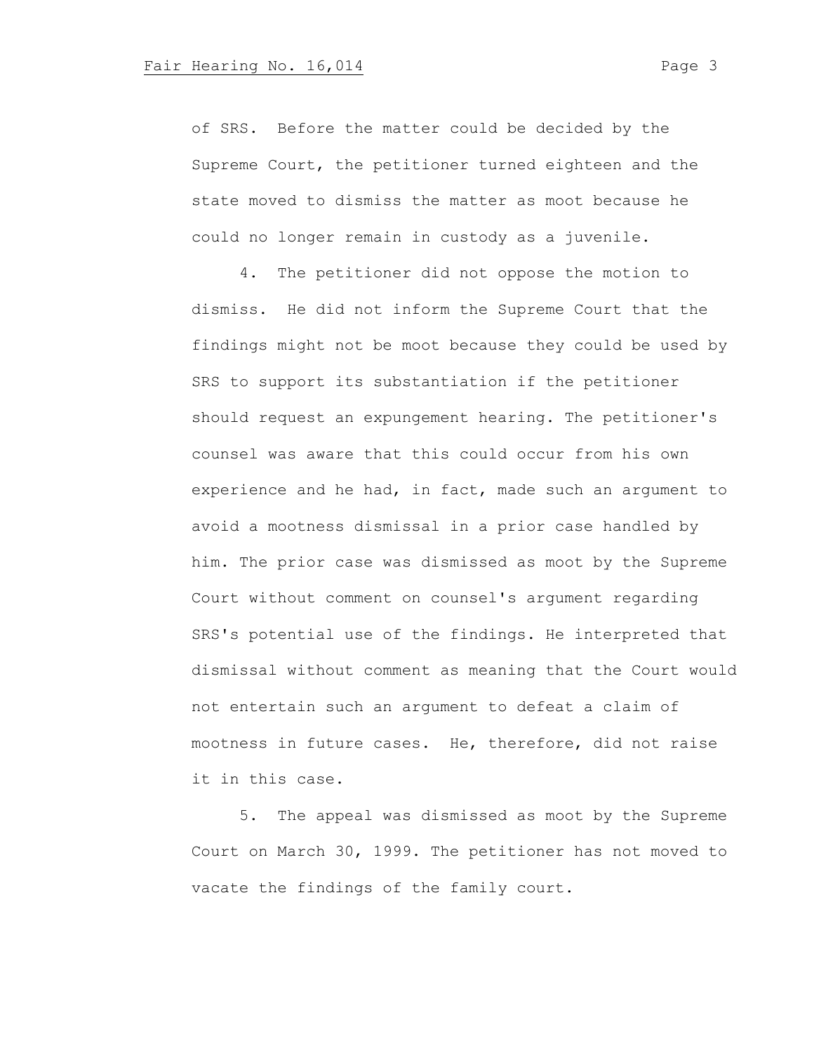of SRS. Before the matter could be decided by the Supreme Court, the petitioner turned eighteen and the state moved to dismiss the matter as moot because he could no longer remain in custody as a juvenile.

4. The petitioner did not oppose the motion to dismiss. He did not inform the Supreme Court that the findings might not be moot because they could be used by SRS to support its substantiation if the petitioner should request an expungement hearing. The petitioner's counsel was aware that this could occur from his own experience and he had, in fact, made such an argument to avoid a mootness dismissal in a prior case handled by him. The prior case was dismissed as moot by the Supreme Court without comment on counsel's argument regarding SRS's potential use of the findings. He interpreted that dismissal without comment as meaning that the Court would not entertain such an argument to defeat a claim of mootness in future cases. He, therefore, did not raise it in this case.

5. The appeal was dismissed as moot by the Supreme Court on March 30, 1999. The petitioner has not moved to vacate the findings of the family court.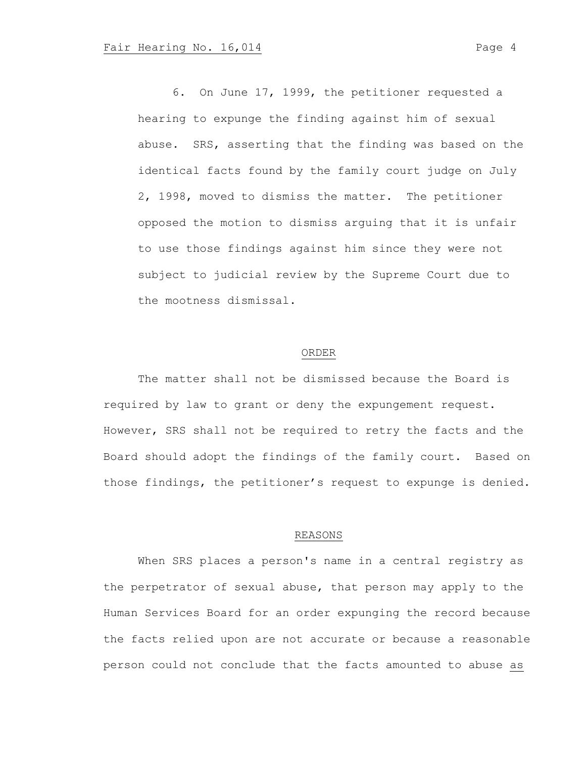6. On June 17, 1999, the petitioner requested a hearing to expunge the finding against him of sexual abuse. SRS, asserting that the finding was based on the identical facts found by the family court judge on July 2, 1998, moved to dismiss the matter. The petitioner opposed the motion to dismiss arguing that it is unfair to use those findings against him since they were not subject to judicial review by the Supreme Court due to the mootness dismissal.

## ORDER

The matter shall not be dismissed because the Board is required by law to grant or deny the expungement request. However, SRS shall not be required to retry the facts and the Board should adopt the findings of the family court. Based on those findings, the petitioner's request to expunge is denied.

## REASONS

When SRS places a person's name in a central registry as the perpetrator of sexual abuse, that person may apply to the Human Services Board for an order expunging the record because the facts relied upon are not accurate or because a reasonable person could not conclude that the facts amounted to abuse <u>as</u>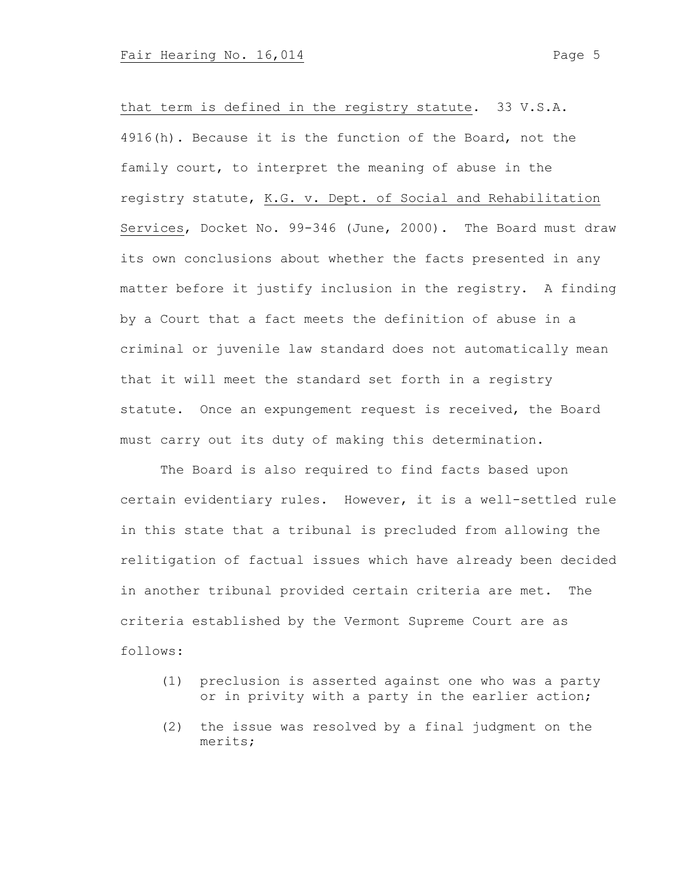that term is defined in the registry statute. 33 V.S.A. 4916(h). Because it is the function of the Board, not the family court, to interpret the meaning of abuse in the registry statute, K.G. v. Dept. of Social and Rehabilitation Services, Docket No. 99-346 (June, 2000). The Board must draw its own conclusions about whether the facts presented in any matter before it justify inclusion in the registry. A finding by a Court that a fact meets the definition of abuse in a criminal or juvenile law standard does not automatically mean that it will meet the standard set forth in a registry statute. Once an expungement request is received, the Board must carry out its duty of making this determination.

The Board is also required to find facts based upon certain evidentiary rules. However, it is a well-settled rule in this state that a tribunal is precluded from allowing the relitigation of factual issues which have already been decided in another tribunal provided certain criteria are met. The criteria established by the Vermont Supreme Court are as follows:

> (1) preclusion is asserted against one who was a party or in privity with a party in the earlier action;
>
> (2) the issue was resolved by a final judgment on the merits;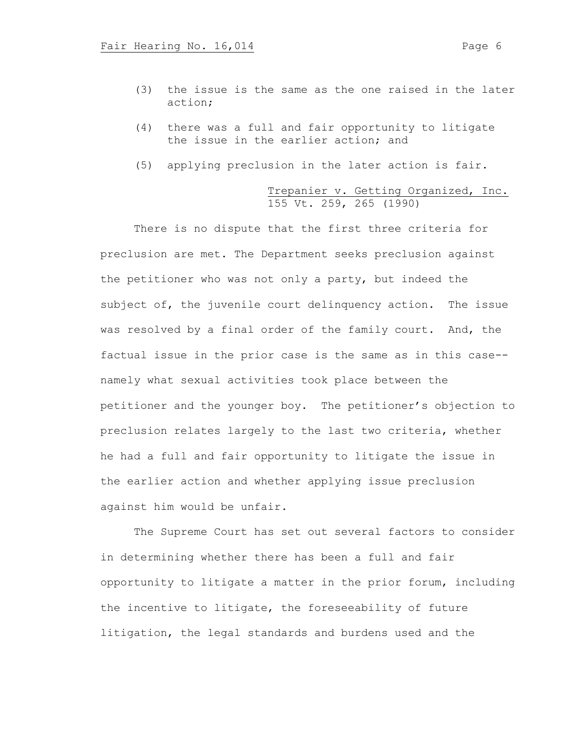(3) the issue is the same as the one raised in the later action;

(4) there was a full and fair opportunity to litigate the issue in the earlier action; and

(5) applying preclusion in the later action is fair.

Trepanier v. Getting Organized, Inc. 155 Vt. 259, 265 (1990)

There is no dispute that the first three criteria for preclusion are met. The Department seeks preclusion against the petitioner who was not only a party, but indeed the subject of, the juvenile court delinquency action. The issue was resolved by a final order of the family court. And, the factual issue in the prior case is the same as in this case--namely what sexual activities took place between the petitioner and the younger boy. The petitioner's objection to preclusion relates largely to the last two criteria, whether he had a full and fair opportunity to litigate the issue in the earlier action and whether applying issue preclusion against him would be unfair.

The Supreme Court has set out several factors to consider in determining whether there has been a full and fair opportunity to litigate a matter in the prior forum, including the incentive to litigate, the foreseeability of future litigation, the legal standards and burdens used and the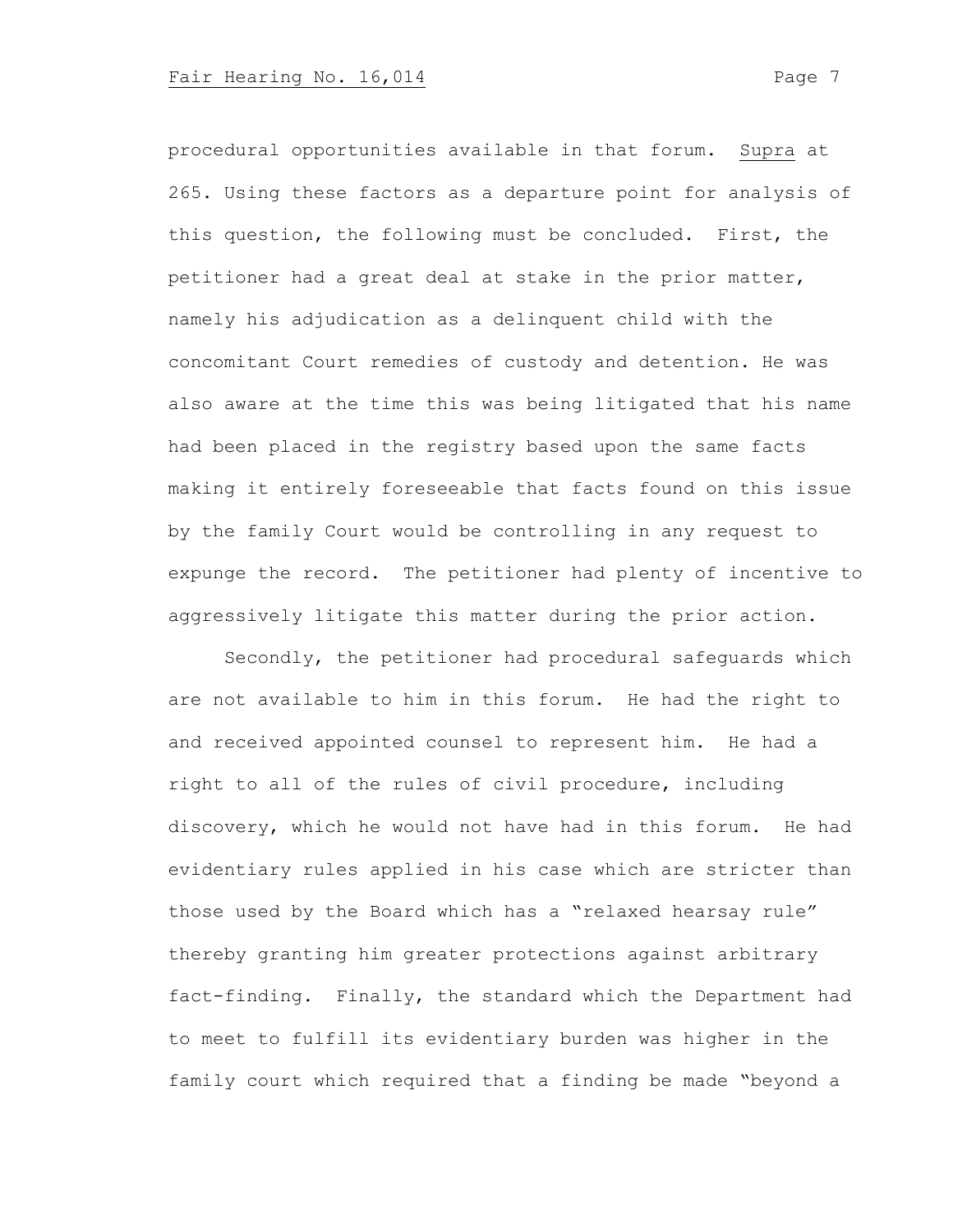procedural opportunities available in that forum. Supra at 265. Using these factors as a departure point for analysis of this question, the following must be concluded. First, the petitioner had a great deal at stake in the prior matter, namely his adjudication as a delinquent child with the concomitant Court remedies of custody and detention. He was also aware at the time this was being litigated that his name had been placed in the registry based upon the same facts making it entirely foreseeable that facts found on this issue by the family Court would be controlling in any request to expunge the record. The petitioner had plenty of incentive to aggressively litigate this matter during the prior action.

Secondly, the petitioner had procedural safeguards which are not available to him in this forum. He had the right to and received appointed counsel to represent him. He had a right to all of the rules of civil procedure, including discovery, which he would not have had in this forum. He had evidentiary rules applied in his case which are stricter than those used by the Board which has a "relaxed hearsay rule" thereby granting him greater protections against arbitrary fact-finding. Finally, the standard which the Department had to meet to fulfill its evidentiary burden was higher in the family court which required that a finding be made "beyond a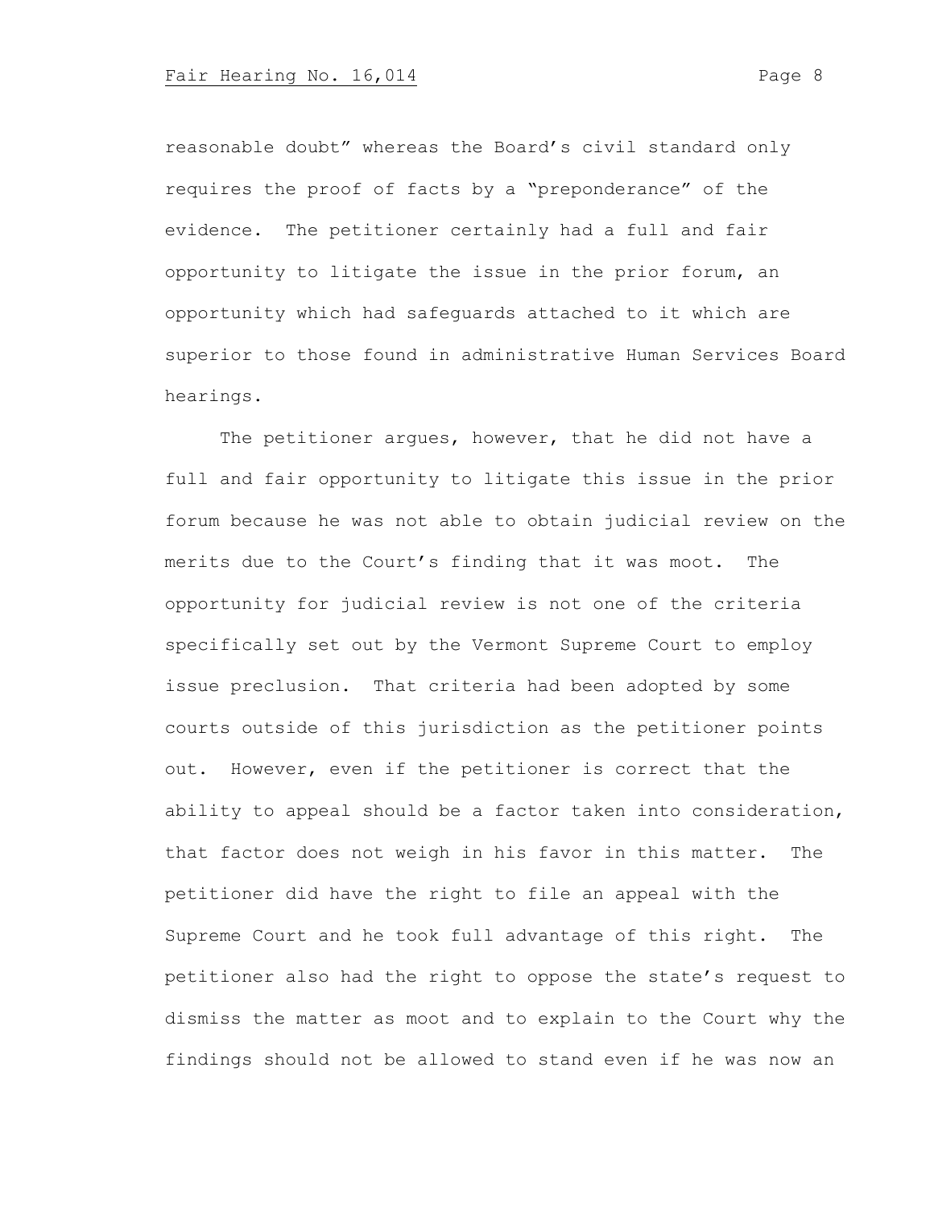reasonable doubt" whereas the Board's civil standard only requires the proof of facts by a "preponderance" of the evidence. The petitioner certainly had a full and fair opportunity to litigate the issue in the prior forum, an opportunity which had safeguards attached to it which are superior to those found in administrative Human Services Board hearings.

The petitioner argues, however, that he did not have a full and fair opportunity to litigate this issue in the prior forum because he was not able to obtain judicial review on the merits due to the Court's finding that it was moot. The opportunity for judicial review is not one of the criteria specifically set out by the Vermont Supreme Court to employ issue preclusion. That criteria had been adopted by some courts outside of this jurisdiction as the petitioner points out. However, even if the petitioner is correct that the ability to appeal should be a factor taken into consideration, that factor does not weigh in his favor in this matter. The petitioner did have the right to file an appeal with the Supreme Court and he took full advantage of this right. The petitioner also had the right to oppose the state's request to dismiss the matter as moot and to explain to the Court why the findings should not be allowed to stand even if he was now an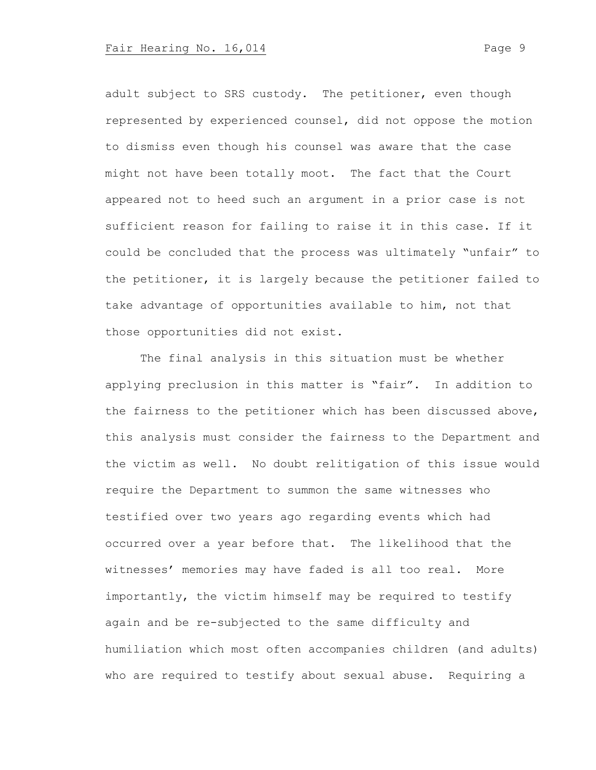adult subject to SRS custody. The petitioner, even though represented by experienced counsel, did not oppose the motion to dismiss even though his counsel was aware that the case might not have been totally moot. The fact that the Court appeared not to heed such an argument in a prior case is not sufficient reason for failing to raise it in this case. If it could be concluded that the process was ultimately "unfair" to the petitioner, it is largely because the petitioner failed to take advantage of opportunities available to him, not that those opportunities did not exist.

The final analysis in this situation must be whether applying preclusion in this matter is "fair". In addition to the fairness to the petitioner which has been discussed above, this analysis must consider the fairness to the Department and the victim as well. No doubt relitigation of this issue would require the Department to summon the same witnesses who testified over two years ago regarding events which had occurred over a year before that. The likelihood that the witnesses' memories may have faded is all too real. More importantly, the victim himself may be required to testify again and be re-subjected to the same difficulty and humiliation which most often accompanies children (and adults) who are required to testify about sexual abuse. Requiring a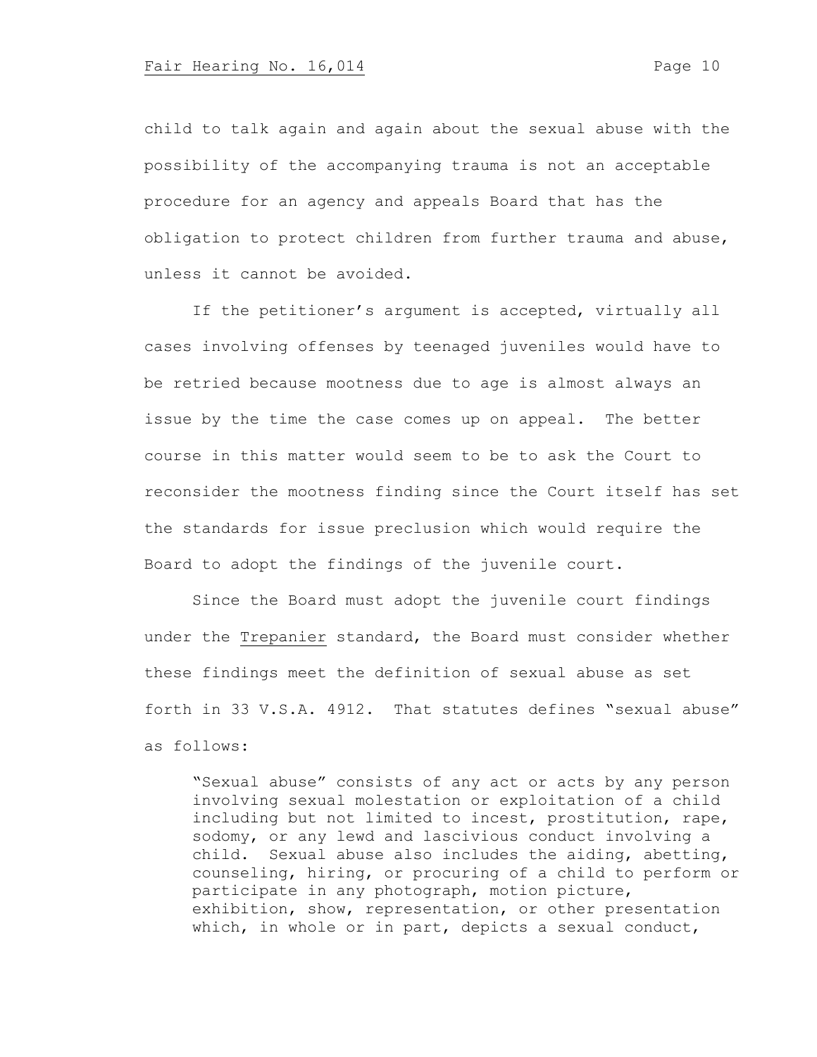child to talk again and again about the sexual abuse with the possibility of the accompanying trauma is not an acceptable procedure for an agency and appeals Board that has the obligation to protect children from further trauma and abuse, unless it cannot be avoided.

If the petitioner's argument is accepted, virtually all cases involving offenses by teenaged juveniles would have to be retried because mootness due to age is almost always an issue by the time the case comes up on appeal. The better course in this matter would seem to be to ask the Court to reconsider the mootness finding since the Court itself has set the standards for issue preclusion which would require the Board to adopt the findings of the juvenile court.

Since the Board must adopt the juvenile court findings under the Trepanier standard, the Board must consider whether these findings meet the definition of sexual abuse as set forth in 33 V.S.A. 4912. That statutes defines "sexual abuse" as follows:

> "Sexual abuse" consists of any act or acts by any person involving sexual molestation or exploitation of a child including but not limited to incest, prostitution, rape, sodomy, or any lewd and lascivious conduct involving a child. Sexual abuse also includes the aiding, abetting, counseling, hiring, or procuring of a child to perform or participate in any photograph, motion picture, exhibition, show, representation, or other presentation which, in whole or in part, depicts a sexual conduct,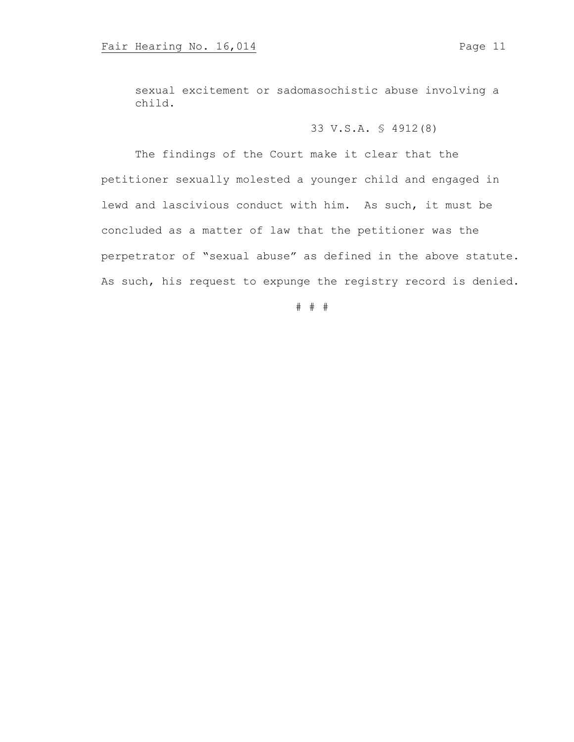> sexual excitement or sadomasochistic abuse involving a child.

33 V.S.A. § 4912(8)

The findings of the Court make it clear that the petitioner sexually molested a younger child and engaged in lewd and lascivious conduct with him. As such, it must be concluded as a matter of law that the petitioner was the perpetrator of "sexual abuse" as defined in the above statute. As such, his request to expunge the registry record is denied.

# # #